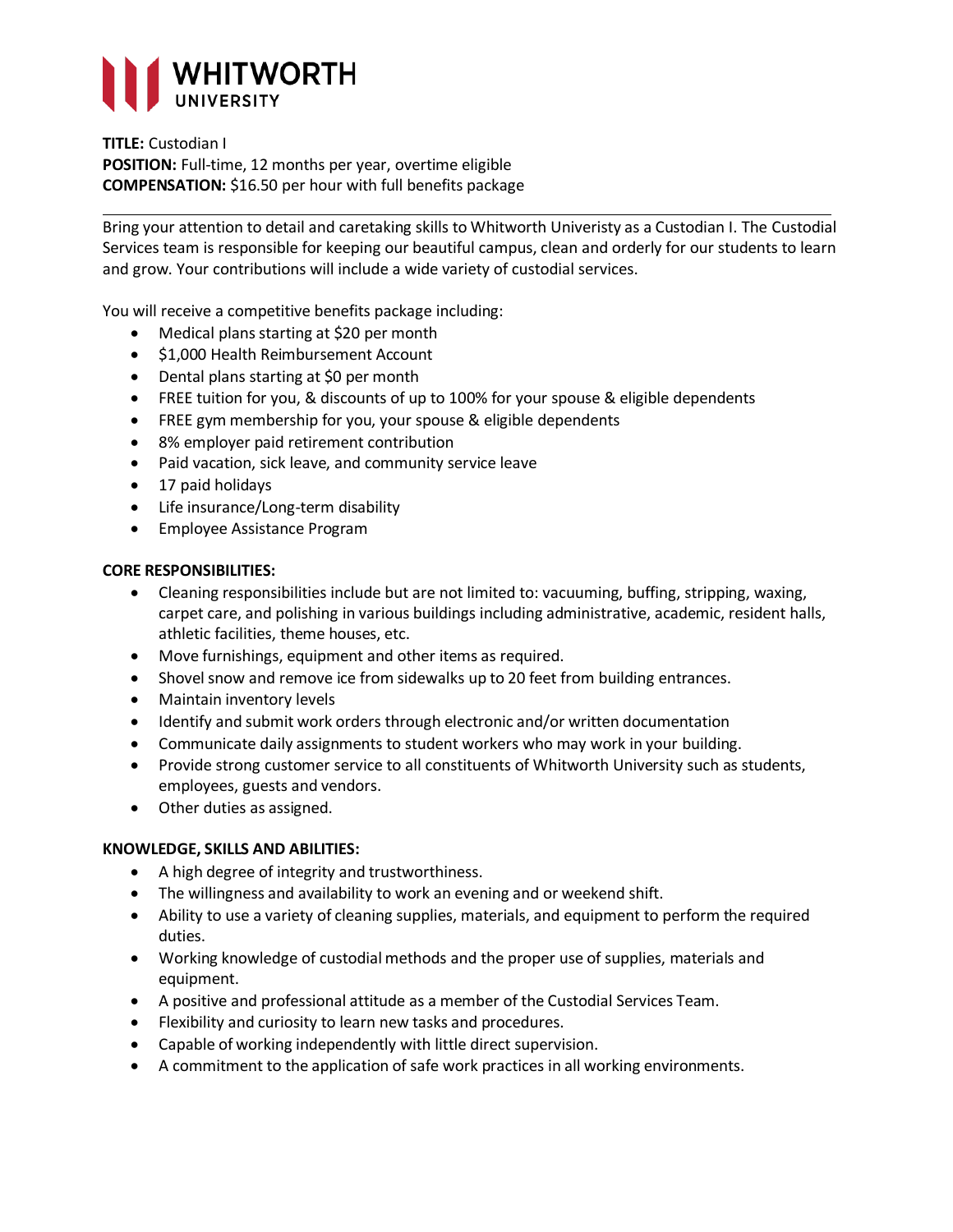# WHITWORTH UNIVERSITY

**TITLE:** Custodian I
**POSITION:** Full-time, 12 months per year, overtime eligible
**COMPENSATION:** $16.50 per hour with full benefits package

---

Bring your attention to detail and caretaking skills to Whitworth Univeristy as a Custodian I. The Custodial Services team is responsible for keeping our beautiful campus, clean and orderly for our students to learn and grow. Your contributions will include a wide variety of custodial services.

You will receive a competitive benefits package including:

- Medical plans starting at $20 per month
- $1,000 Health Reimbursement Account
- Dental plans starting at $0 per month
- FREE tuition for you, & discounts of up to 100% for your spouse & eligible dependents
- FREE gym membership for you, your spouse & eligible dependents
- 8% employer paid retirement contribution
- Paid vacation, sick leave, and community service leave
- 17 paid holidays
- Life insurance/Long-term disability
- Employee Assistance Program

**CORE RESPONSIBILITIES:**

- Cleaning responsibilities include but are not limited to: vacuuming, buffing, stripping, waxing, carpet care, and polishing in various buildings including administrative, academic, resident halls, athletic facilities, theme houses, etc.
- Move furnishings, equipment and other items as required.
- Shovel snow and remove ice from sidewalks up to 20 feet from building entrances.
- Maintain inventory levels
- Identify and submit work orders through electronic and/or written documentation
- Communicate daily assignments to student workers who may work in your building.
- Provide strong customer service to all constituents of Whitworth University such as students, employees, guests and vendors.
- Other duties as assigned.

**KNOWLEDGE, SKILLS AND ABILITIES:**

- A high degree of integrity and trustworthiness.
- The willingness and availability to work an evening and or weekend shift.
- Ability to use a variety of cleaning supplies, materials, and equipment to perform the required duties.
- Working knowledge of custodial methods and the proper use of supplies, materials and equipment.
- A positive and professional attitude as a member of the Custodial Services Team.
- Flexibility and curiosity to learn new tasks and procedures.
- Capable of working independently with little direct supervision.
- A commitment to the application of safe work practices in all working environments.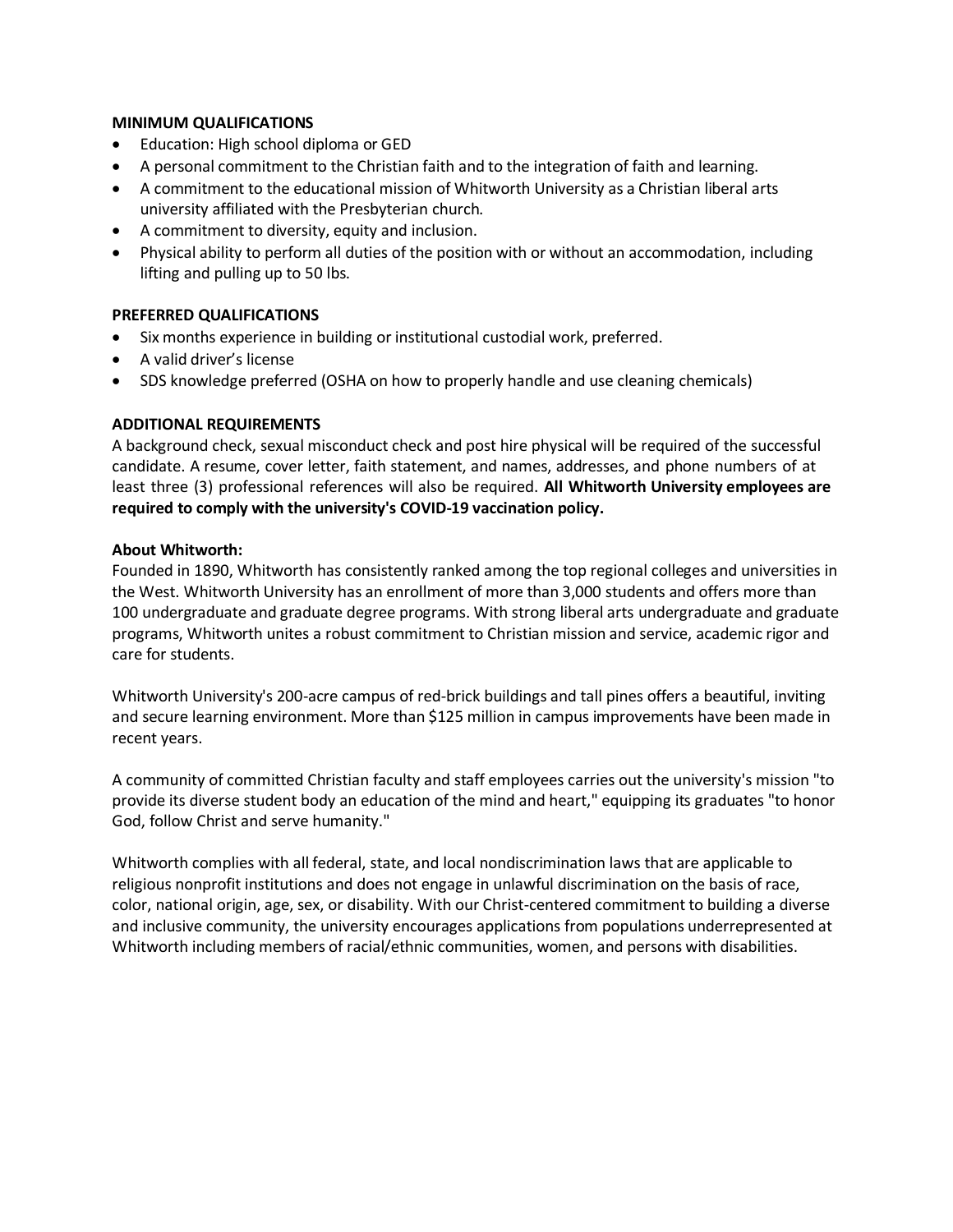**MINIMUM QUALIFICATIONS**

- Education: High school diploma or GED
- A personal commitment to the Christian faith and to the integration of faith and learning.
- A commitment to the educational mission of Whitworth University as a Christian liberal arts university affiliated with the Presbyterian church.
- A commitment to diversity, equity and inclusion.
- Physical ability to perform all duties of the position with or without an accommodation, including lifting and pulling up to 50 lbs.

**PREFERRED QUALIFICATIONS**

- Six months experience in building or institutional custodial work, preferred.
- A valid driver's license
- SDS knowledge preferred (OSHA on how to properly handle and use cleaning chemicals)

**ADDITIONAL REQUIREMENTS**

A background check, sexual misconduct check and post hire physical will be required of the successful candidate. A resume, cover letter, faith statement, and names, addresses, and phone numbers of at least three (3) professional references will also be required. **All Whitworth University employees are required to comply with the university's COVID-19 vaccination policy.**

**About Whitworth:**

Founded in 1890, Whitworth has consistently ranked among the top regional colleges and universities in the West. Whitworth University has an enrollment of more than 3,000 students and offers more than 100 undergraduate and graduate degree programs. With strong liberal arts undergraduate and graduate programs, Whitworth unites a robust commitment to Christian mission and service, academic rigor and care for students.

Whitworth University's 200-acre campus of red-brick buildings and tall pines offers a beautiful, inviting and secure learning environment. More than $125 million in campus improvements have been made in recent years.

A community of committed Christian faculty and staff employees carries out the university's mission "to provide its diverse student body an education of the mind and heart," equipping its graduates "to honor God, follow Christ and serve humanity."

Whitworth complies with all federal, state, and local nondiscrimination laws that are applicable to religious nonprofit institutions and does not engage in unlawful discrimination on the basis of race, color, national origin, age, sex, or disability. With our Christ-centered commitment to building a diverse and inclusive community, the university encourages applications from populations underrepresented at Whitworth including members of racial/ethnic communities, women, and persons with disabilities.